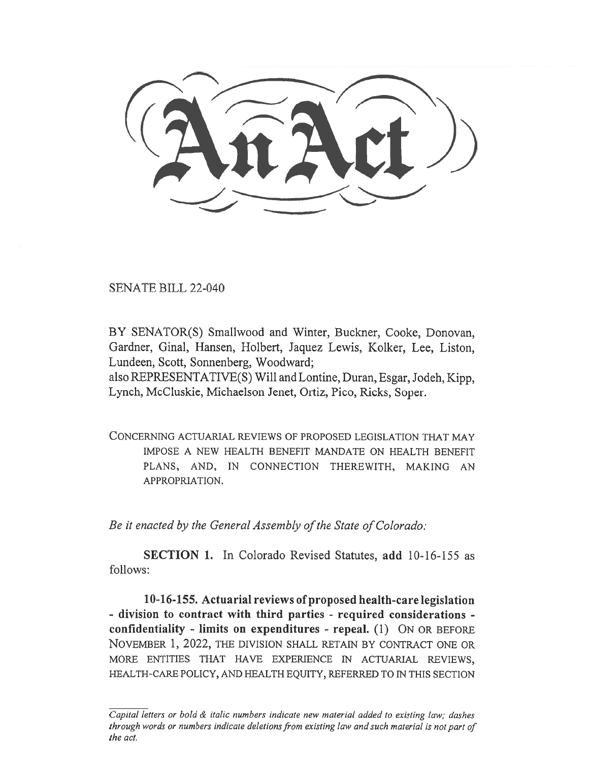# An Act

SENATE BILL 22-040

BY SENATOR(S) Smallwood and Winter, Buckner, Cooke, Donovan, Gardner, Ginal, Hansen, Holbert, Jaquez Lewis, Kolker, Lee, Liston, Lundeen, Scott, Sonnenberg, Woodward;
also REPRESENTATIVE(S) Will and Lontine, Duran, Esgar, Jodeh, Kipp, Lynch, McCluskie, Michaelson Jenet, Ortiz, Pico, Ricks, Soper.

CONCERNING ACTUARIAL REVIEWS OF PROPOSED LEGISLATION THAT MAY IMPOSE A NEW HEALTH BENEFIT MANDATE ON HEALTH BENEFIT PLANS, AND, IN CONNECTION THEREWITH, MAKING AN APPROPRIATION.

*Be it enacted by the General Assembly of the State of Colorado:*

**SECTION 1.** In Colorado Revised Statutes, **add** 10-16-155 as follows:

**10-16-155. Actuarial reviews of proposed health-care legislation - division to contract with third parties - required considerations - confidentiality - limits on expenditures - repeal.** (1) ON OR BEFORE NOVEMBER 1, 2022, THE DIVISION SHALL RETAIN BY CONTRACT ONE OR MORE ENTITIES THAT HAVE EXPERIENCE IN ACTUARIAL REVIEWS, HEALTH-CARE POLICY, AND HEALTH EQUITY, REFERRED TO IN THIS SECTION

*Capital letters or bold & italic numbers indicate new material added to existing law; dashes through words or numbers indicate deletions from existing law and such material is not part of the act.*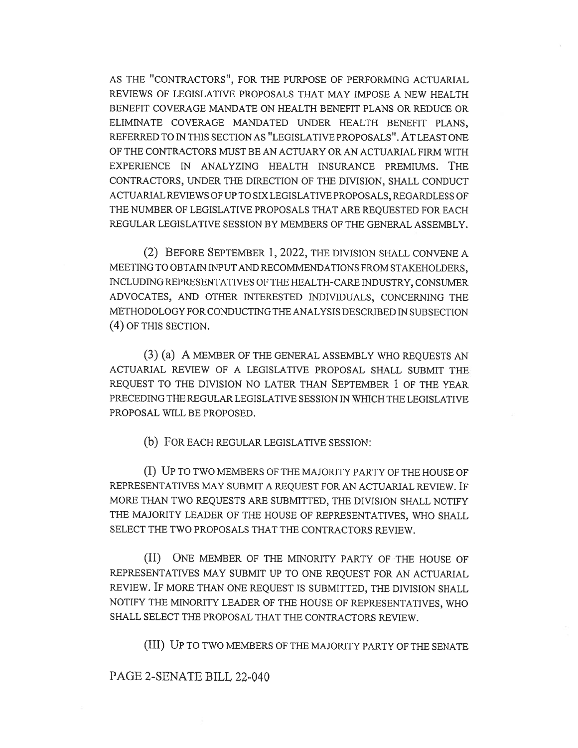AS THE "CONTRACTORS", FOR THE PURPOSE OF PERFORMING ACTUARIAL REVIEWS OF LEGISLATIVE PROPOSALS THAT MAY IMPOSE A NEW HEALTH BENEFIT COVERAGE MANDATE ON HEALTH BENEFIT PLANS OR REDUCE OR ELIMINATE COVERAGE MANDATED UNDER HEALTH BENEFIT PLANS, REFERRED TO IN THIS SECTION AS "LEGISLATIVE PROPOSALS". AT LEAST ONE OF THE CONTRACTORS MUST BE AN ACTUARY OR AN ACTUARIAL FIRM WITH EXPERIENCE IN ANALYZING HEALTH INSURANCE PREMIUMS. THE CONTRACTORS, UNDER THE DIRECTION OF THE DIVISION, SHALL CONDUCT ACTUARIAL REVIEWS OF UP TO SIX LEGISLATIVE PROPOSALS, REGARDLESS OF THE NUMBER OF LEGISLATIVE PROPOSALS THAT ARE REQUESTED FOR EACH REGULAR LEGISLATIVE SESSION BY MEMBERS OF THE GENERAL ASSEMBLY.

(2) BEFORE SEPTEMBER 1, 2022, THE DIVISION SHALL CONVENE A MEETING TO OBTAIN INPUT AND RECOMMENDATIONS FROM STAKEHOLDERS, INCLUDING REPRESENTATIVES OF THE HEALTH-CARE INDUSTRY, CONSUMER ADVOCATES, AND OTHER INTERESTED INDIVIDUALS, CONCERNING THE METHODOLOGY FOR CONDUCTING THE ANALYSIS DESCRIBED IN SUBSECTION (4) OF THIS SECTION.

(3) (a) A MEMBER OF THE GENERAL ASSEMBLY WHO REQUESTS AN ACTUARIAL REVIEW OF A LEGISLATIVE PROPOSAL SHALL SUBMIT THE REQUEST TO THE DIVISION NO LATER THAN SEPTEMBER 1 OF THE YEAR PRECEDING THE REGULAR LEGISLATIVE SESSION IN WHICH THE LEGISLATIVE PROPOSAL WILL BE PROPOSED.

(b) FOR EACH REGULAR LEGISLATIVE SESSION:

(I) UP TO TWO MEMBERS OF THE MAJORITY PARTY OF THE HOUSE OF REPRESENTATIVES MAY SUBMIT A REQUEST FOR AN ACTUARIAL REVIEW. IF MORE THAN TWO REQUESTS ARE SUBMITTED, THE DIVISION SHALL NOTIFY THE MAJORITY LEADER OF THE HOUSE OF REPRESENTATIVES, WHO SHALL SELECT THE TWO PROPOSALS THAT THE CONTRACTORS REVIEW.

(II) ONE MEMBER OF THE MINORITY PARTY OF THE HOUSE OF REPRESENTATIVES MAY SUBMIT UP TO ONE REQUEST FOR AN ACTUARIAL REVIEW. IF MORE THAN ONE REQUEST IS SUBMITTED, THE DIVISION SHALL NOTIFY THE MINORITY LEADER OF THE HOUSE OF REPRESENTATIVES, WHO SHALL SELECT THE PROPOSAL THAT THE CONTRACTORS REVIEW.

(III) UP TO TWO MEMBERS OF THE MAJORITY PARTY OF THE SENATE

PAGE 2-SENATE BILL 22-040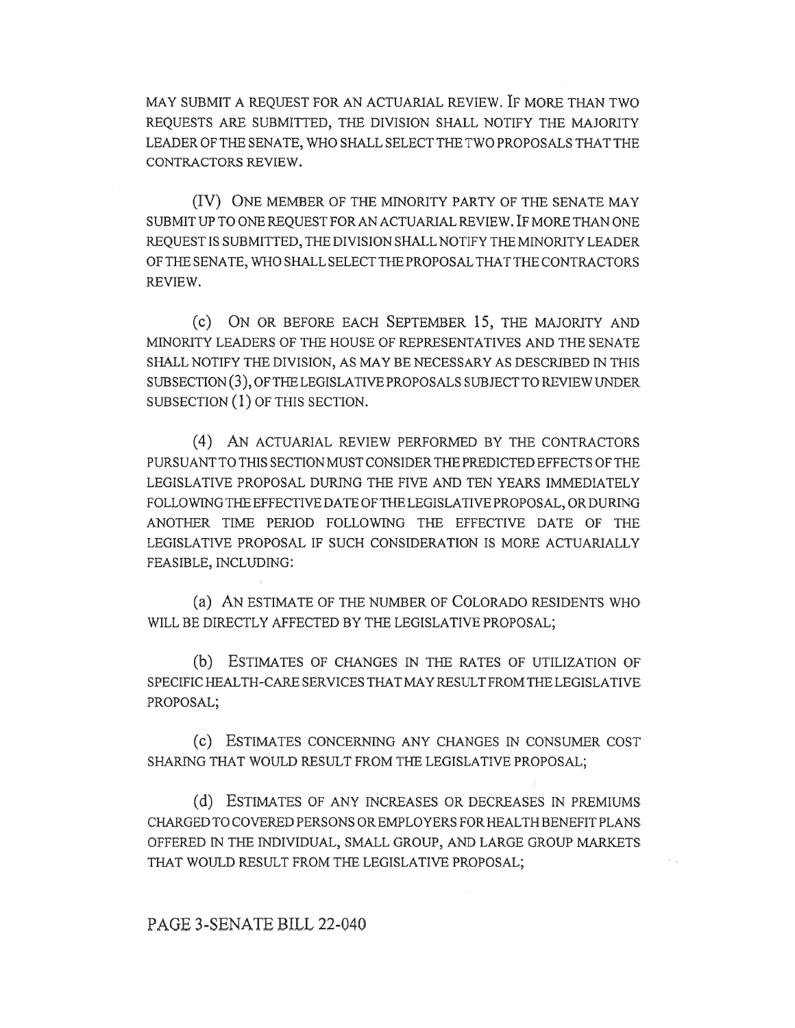MAY SUBMIT A REQUEST FOR AN ACTUARIAL REVIEW. IF MORE THAN TWO REQUESTS ARE SUBMITTED, THE DIVISION SHALL NOTIFY THE MAJORITY LEADER OF THE SENATE, WHO SHALL SELECT THE TWO PROPOSALS THAT THE CONTRACTORS REVIEW.

(IV) ONE MEMBER OF THE MINORITY PARTY OF THE SENATE MAY SUBMIT UP TO ONE REQUEST FOR AN ACTUARIAL REVIEW. IF MORE THAN ONE REQUEST IS SUBMITTED, THE DIVISION SHALL NOTIFY THE MINORITY LEADER OF THE SENATE, WHO SHALL SELECT THE PROPOSAL THAT THE CONTRACTORS REVIEW.

(c) ON OR BEFORE EACH SEPTEMBER 15, THE MAJORITY AND MINORITY LEADERS OF THE HOUSE OF REPRESENTATIVES AND THE SENATE SHALL NOTIFY THE DIVISION, AS MAY BE NECESSARY AS DESCRIBED IN THIS SUBSECTION (3), OF THE LEGISLATIVE PROPOSALS SUBJECT TO REVIEW UNDER SUBSECTION (1) OF THIS SECTION.

(4) AN ACTUARIAL REVIEW PERFORMED BY THE CONTRACTORS PURSUANT TO THIS SECTION MUST CONSIDER THE PREDICTED EFFECTS OF THE LEGISLATIVE PROPOSAL DURING THE FIVE AND TEN YEARS IMMEDIATELY FOLLOWING THE EFFECTIVE DATE OF THE LEGISLATIVE PROPOSAL, OR DURING ANOTHER TIME PERIOD FOLLOWING THE EFFECTIVE DATE OF THE LEGISLATIVE PROPOSAL IF SUCH CONSIDERATION IS MORE ACTUARIALLY FEASIBLE, INCLUDING:

(a) AN ESTIMATE OF THE NUMBER OF COLORADO RESIDENTS WHO WILL BE DIRECTLY AFFECTED BY THE LEGISLATIVE PROPOSAL;

(b) ESTIMATES OF CHANGES IN THE RATES OF UTILIZATION OF SPECIFIC HEALTH-CARE SERVICES THAT MAY RESULT FROM THE LEGISLATIVE PROPOSAL;

(c) ESTIMATES CONCERNING ANY CHANGES IN CONSUMER COST SHARING THAT WOULD RESULT FROM THE LEGISLATIVE PROPOSAL;

(d) ESTIMATES OF ANY INCREASES OR DECREASES IN PREMIUMS CHARGED TO COVERED PERSONS OR EMPLOYERS FOR HEALTH BENEFIT PLANS OFFERED IN THE INDIVIDUAL, SMALL GROUP, AND LARGE GROUP MARKETS THAT WOULD RESULT FROM THE LEGISLATIVE PROPOSAL;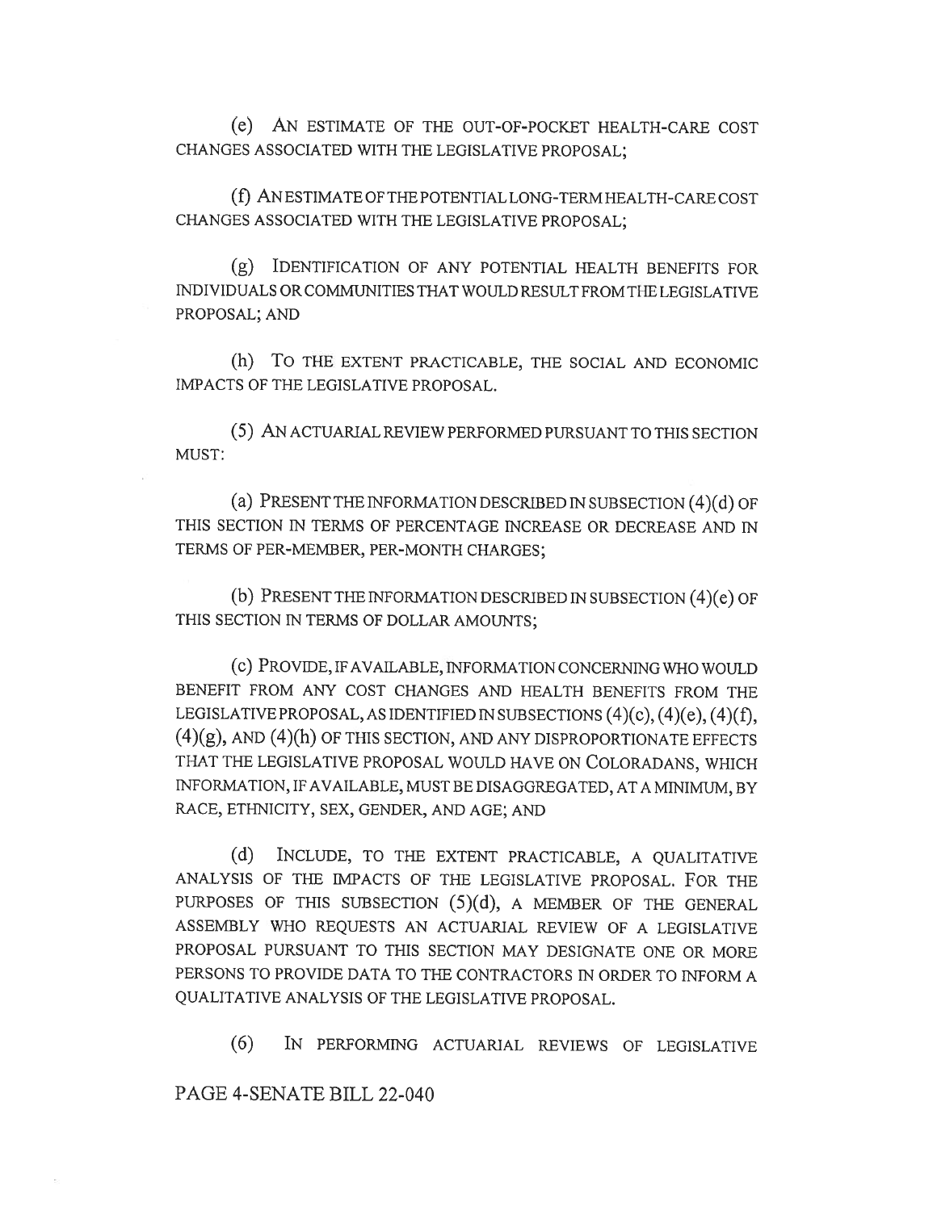(e) AN ESTIMATE OF THE OUT-OF-POCKET HEALTH-CARE COST CHANGES ASSOCIATED WITH THE LEGISLATIVE PROPOSAL;

(f) AN ESTIMATE OF THE POTENTIAL LONG-TERM HEALTH-CARE COST CHANGES ASSOCIATED WITH THE LEGISLATIVE PROPOSAL;

(g) IDENTIFICATION OF ANY POTENTIAL HEALTH BENEFITS FOR INDIVIDUALS OR COMMUNITIES THAT WOULD RESULT FROM THE LEGISLATIVE PROPOSAL; AND

(h) TO THE EXTENT PRACTICABLE, THE SOCIAL AND ECONOMIC IMPACTS OF THE LEGISLATIVE PROPOSAL.

(5) AN ACTUARIAL REVIEW PERFORMED PURSUANT TO THIS SECTION MUST:

(a) PRESENT THE INFORMATION DESCRIBED IN SUBSECTION (4)(d) OF THIS SECTION IN TERMS OF PERCENTAGE INCREASE OR DECREASE AND IN TERMS OF PER-MEMBER, PER-MONTH CHARGES;

(b) PRESENT THE INFORMATION DESCRIBED IN SUBSECTION (4)(e) OF THIS SECTION IN TERMS OF DOLLAR AMOUNTS;

(c) PROVIDE, IF AVAILABLE, INFORMATION CONCERNING WHO WOULD BENEFIT FROM ANY COST CHANGES AND HEALTH BENEFITS FROM THE LEGISLATIVE PROPOSAL, AS IDENTIFIED IN SUBSECTIONS (4)(c), (4)(e), (4)(f), (4)(g), AND (4)(h) OF THIS SECTION, AND ANY DISPROPORTIONATE EFFECTS THAT THE LEGISLATIVE PROPOSAL WOULD HAVE ON COLORADANS, WHICH INFORMATION, IF AVAILABLE, MUST BE DISAGGREGATED, AT A MINIMUM, BY RACE, ETHNICITY, SEX, GENDER, AND AGE; AND

(d) INCLUDE, TO THE EXTENT PRACTICABLE, A QUALITATIVE ANALYSIS OF THE IMPACTS OF THE LEGISLATIVE PROPOSAL. FOR THE PURPOSES OF THIS SUBSECTION (5)(d), A MEMBER OF THE GENERAL ASSEMBLY WHO REQUESTS AN ACTUARIAL REVIEW OF A LEGISLATIVE PROPOSAL PURSUANT TO THIS SECTION MAY DESIGNATE ONE OR MORE PERSONS TO PROVIDE DATA TO THE CONTRACTORS IN ORDER TO INFORM A QUALITATIVE ANALYSIS OF THE LEGISLATIVE PROPOSAL.

(6) IN PERFORMING ACTUARIAL REVIEWS OF LEGISLATIVE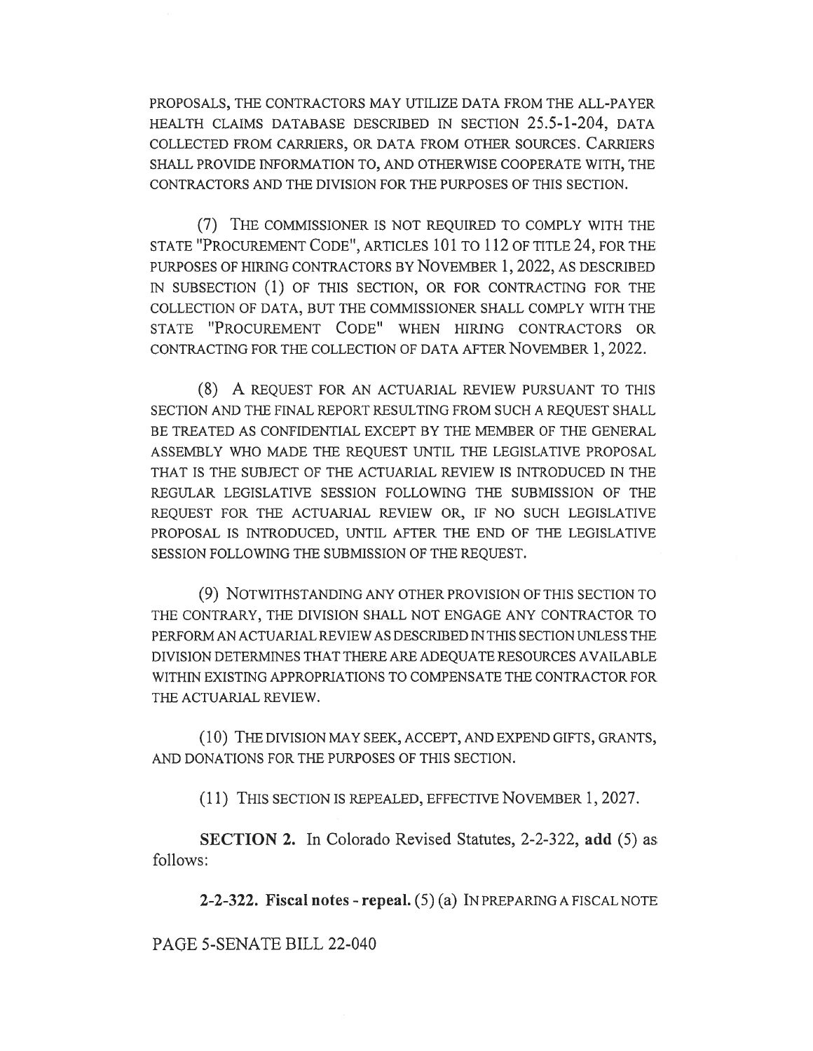PROPOSALS, THE CONTRACTORS MAY UTILIZE DATA FROM THE ALL-PAYER HEALTH CLAIMS DATABASE DESCRIBED IN SECTION 25.5-1-204, DATA COLLECTED FROM CARRIERS, OR DATA FROM OTHER SOURCES. CARRIERS SHALL PROVIDE INFORMATION TO, AND OTHERWISE COOPERATE WITH, THE CONTRACTORS AND THE DIVISION FOR THE PURPOSES OF THIS SECTION.

(7) THE COMMISSIONER IS NOT REQUIRED TO COMPLY WITH THE STATE "PROCUREMENT CODE", ARTICLES 101 TO 112 OF TITLE 24, FOR THE PURPOSES OF HIRING CONTRACTORS BY NOVEMBER 1, 2022, AS DESCRIBED IN SUBSECTION (1) OF THIS SECTION, OR FOR CONTRACTING FOR THE COLLECTION OF DATA, BUT THE COMMISSIONER SHALL COMPLY WITH THE STATE "PROCUREMENT CODE" WHEN HIRING CONTRACTORS OR CONTRACTING FOR THE COLLECTION OF DATA AFTER NOVEMBER 1, 2022.

(8) A REQUEST FOR AN ACTUARIAL REVIEW PURSUANT TO THIS SECTION AND THE FINAL REPORT RESULTING FROM SUCH A REQUEST SHALL BE TREATED AS CONFIDENTIAL EXCEPT BY THE MEMBER OF THE GENERAL ASSEMBLY WHO MADE THE REQUEST UNTIL THE LEGISLATIVE PROPOSAL THAT IS THE SUBJECT OF THE ACTUARIAL REVIEW IS INTRODUCED IN THE REGULAR LEGISLATIVE SESSION FOLLOWING THE SUBMISSION OF THE REQUEST FOR THE ACTUARIAL REVIEW OR, IF NO SUCH LEGISLATIVE PROPOSAL IS INTRODUCED, UNTIL AFTER THE END OF THE LEGISLATIVE SESSION FOLLOWING THE SUBMISSION OF THE REQUEST.

(9) NOTWITHSTANDING ANY OTHER PROVISION OF THIS SECTION TO THE CONTRARY, THE DIVISION SHALL NOT ENGAGE ANY CONTRACTOR TO PERFORM AN ACTUARIAL REVIEW AS DESCRIBED IN THIS SECTION UNLESS THE DIVISION DETERMINES THAT THERE ARE ADEQUATE RESOURCES AVAILABLE WITHIN EXISTING APPROPRIATIONS TO COMPENSATE THE CONTRACTOR FOR THE ACTUARIAL REVIEW.

(10) THE DIVISION MAY SEEK, ACCEPT, AND EXPEND GIFTS, GRANTS, AND DONATIONS FOR THE PURPOSES OF THIS SECTION.

(11) THIS SECTION IS REPEALED, EFFECTIVE NOVEMBER 1, 2027.

**SECTION 2.** In Colorado Revised Statutes, 2-2-322, **add** (5) as follows:

**2-2-322. Fiscal notes - repeal.** (5) (a) IN PREPARING A FISCAL NOTE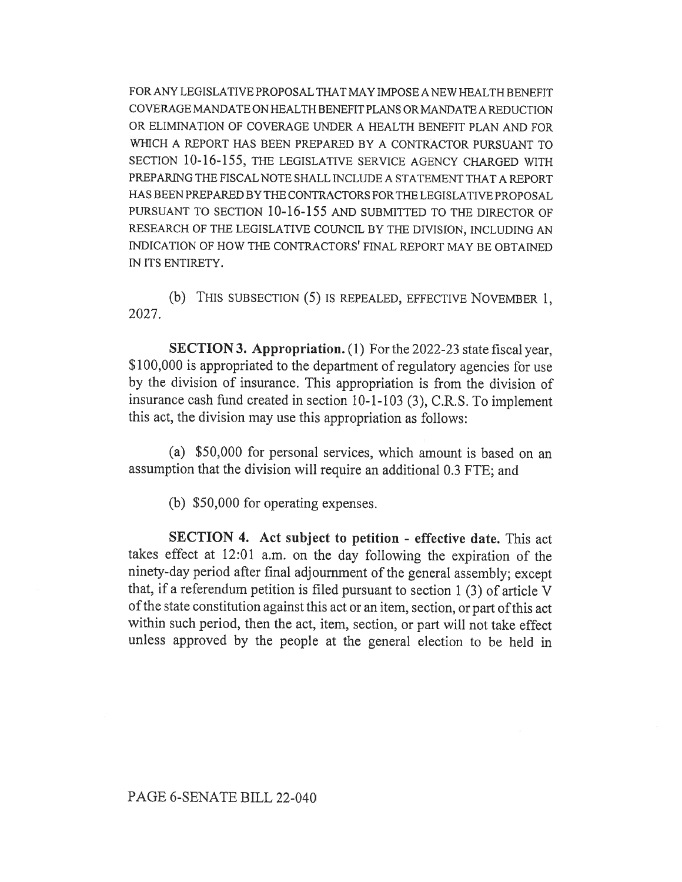FOR ANY LEGISLATIVE PROPOSAL THAT MAY IMPOSE A NEW HEALTH BENEFIT COVERAGE MANDATE ON HEALTH BENEFIT PLANS OR MANDATE A REDUCTION OR ELIMINATION OF COVERAGE UNDER A HEALTH BENEFIT PLAN AND FOR WHICH A REPORT HAS BEEN PREPARED BY A CONTRACTOR PURSUANT TO SECTION 10-16-155, THE LEGISLATIVE SERVICE AGENCY CHARGED WITH PREPARING THE FISCAL NOTE SHALL INCLUDE A STATEMENT THAT A REPORT HAS BEEN PREPARED BY THE CONTRACTORS FOR THE LEGISLATIVE PROPOSAL PURSUANT TO SECTION 10-16-155 AND SUBMITTED TO THE DIRECTOR OF RESEARCH OF THE LEGISLATIVE COUNCIL BY THE DIVISION, INCLUDING AN INDICATION OF HOW THE CONTRACTORS' FINAL REPORT MAY BE OBTAINED IN ITS ENTIRETY.

(b) THIS SUBSECTION (5) IS REPEALED, EFFECTIVE NOVEMBER 1, 2027.

**SECTION 3. Appropriation.** (1) For the 2022-23 state fiscal year, $100,000 is appropriated to the department of regulatory agencies for use by the division of insurance. This appropriation is from the division of insurance cash fund created in section 10-1-103 (3), C.R.S. To implement this act, the division may use this appropriation as follows:

(a) $50,000 for personal services, which amount is based on an assumption that the division will require an additional 0.3 FTE; and

(b) $50,000 for operating expenses.

**SECTION 4. Act subject to petition - effective date.** This act takes effect at 12:01 a.m. on the day following the expiration of the ninety-day period after final adjournment of the general assembly; except that, if a referendum petition is filed pursuant to section 1 (3) of article V of the state constitution against this act or an item, section, or part of this act within such period, then the act, item, section, or part will not take effect unless approved by the people at the general election to be held in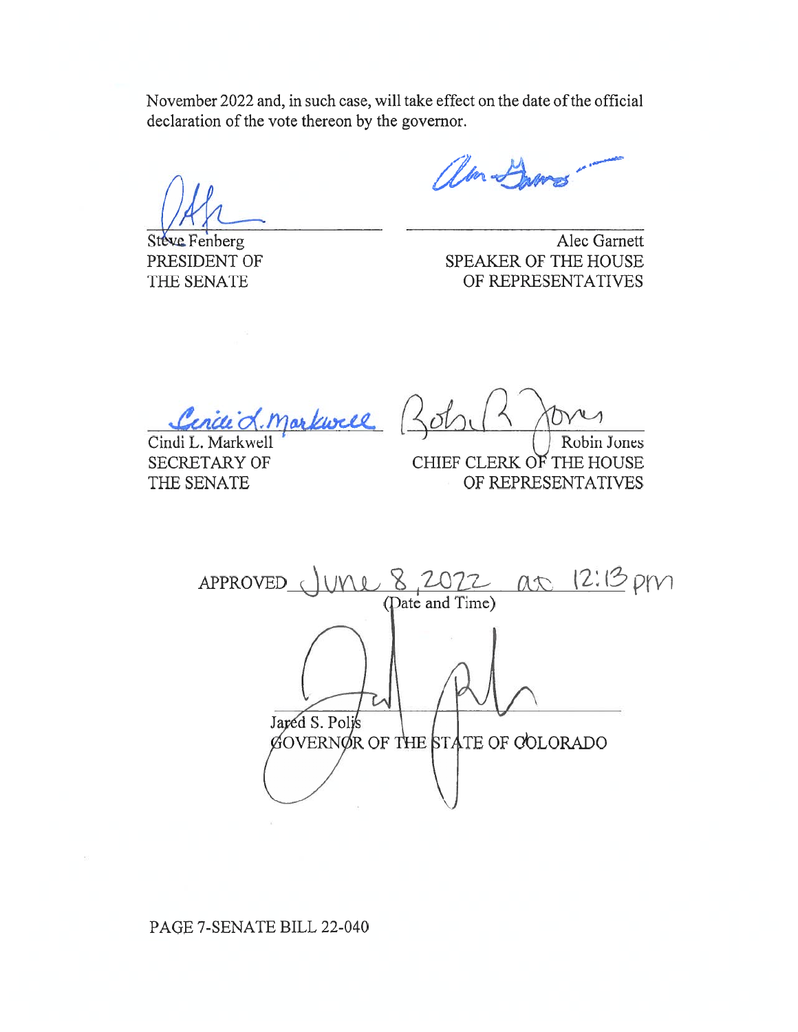November 2022 and, in such case, will take effect on the date of the official declaration of the vote thereon by the governor.

| | |
|---|---|
| Steve Fenberg<br>PRESIDENT OF<br>THE SENATE | Alec Garnett<br>SPEAKER OF THE HOUSE<br>OF REPRESENTATIVES |
| Cindi L. Markwell<br>SECRETARY OF<br>THE SENATE | Robin Jones<br>CHIEF CLERK OF THE HOUSE<br>OF REPRESENTATIVES |

APPROVED June 8, 2022 at 12:13 pm
(Date and Time)

Jared S. Polis
GOVERNOR OF THE STATE OF COLORADO

PAGE 7-SENATE BILL 22-040